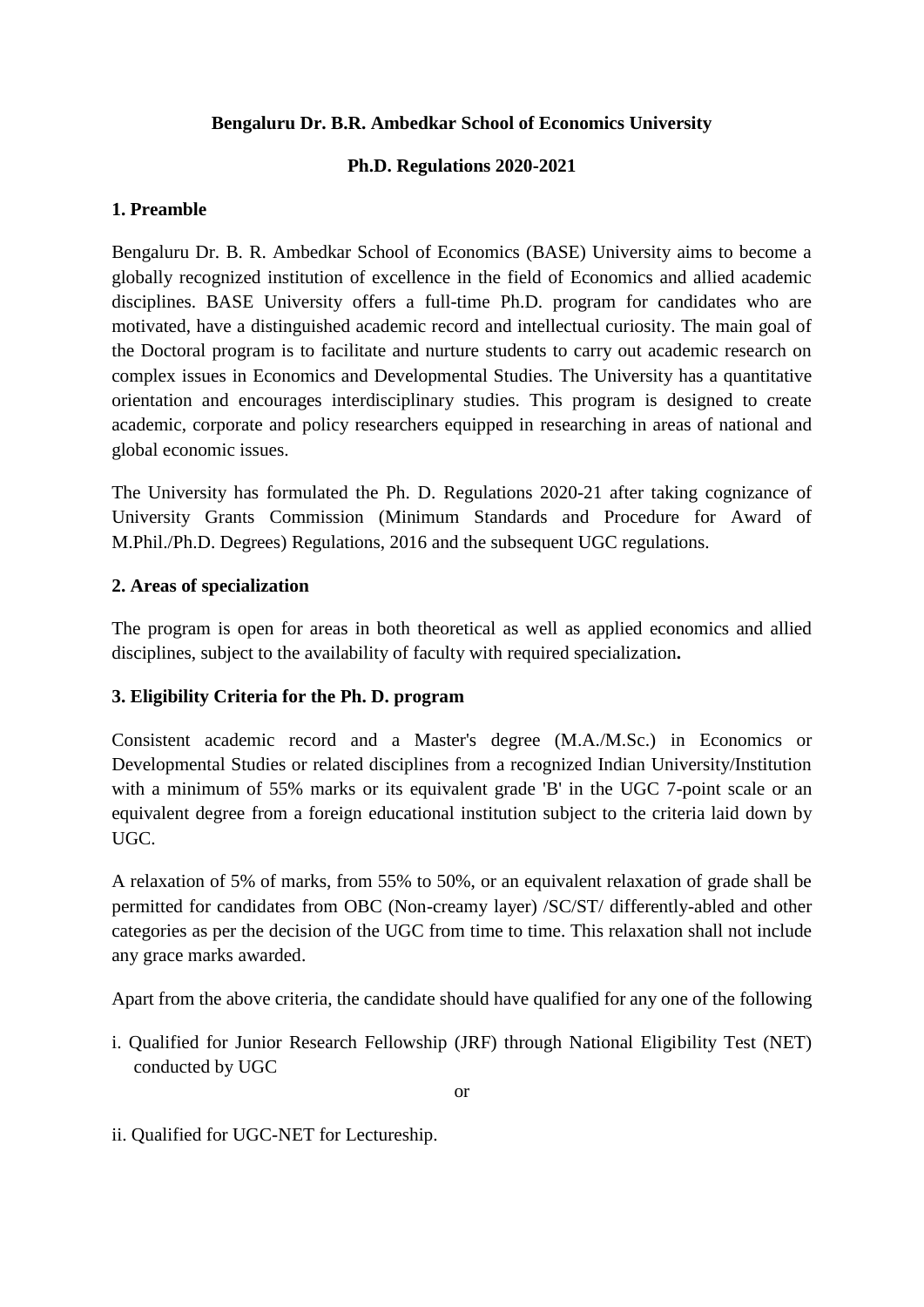# Bengaluru Dr. B.R. Ambedkar School of Economics University

## Ph.D. Regulations 2020-2021

### 1. Preamble

Bengaluru Dr. B. R. Ambedkar School of Economics (BASE) University aims to become a globally recognized institution of excellence in the field of Economics and allied academic disciplines. BASE University offers a full-time Ph.D. program for candidates who are motivated, have a distinguished academic record and intellectual curiosity. The main goal of the Doctoral program is to facilitate and nurture students to carry out academic research on complex issues in Economics and Developmental Studies. The University has a quantitative orientation and encourages interdisciplinary studies. This program is designed to create academic, corporate and policy researchers equipped in researching in areas of national and global economic issues.

The University has formulated the Ph. D. Regulations 2020-21 after taking cognizance of University Grants Commission (Minimum Standards and Procedure for Award of M.Phil./Ph.D. Degrees) Regulations, 2016 and the subsequent UGC regulations.

### 2. Areas of specialization

The program is open for areas in both theoretical as well as applied economics and allied disciplines, subject to the availability of faculty with required specialization**.**

### 3. Eligibility Criteria for the Ph. D. program

Consistent academic record and a Master's degree (M.A./M.Sc.) in Economics or Developmental Studies or related disciplines from a recognized Indian University/Institution with a minimum of 55% marks or its equivalent grade 'B' in the UGC 7-point scale or an equivalent degree from a foreign educational institution subject to the criteria laid down by UGC.

A relaxation of 5% of marks, from 55% to 50%, or an equivalent relaxation of grade shall be permitted for candidates from OBC (Non-creamy layer) /SC/ST/ differently-abled and other categories as per the decision of the UGC from time to time. This relaxation shall not include any grace marks awarded.

Apart from the above criteria, the candidate should have qualified for any one of the following

i. Qualified for Junior Research Fellowship (JRF) through National Eligibility Test (NET) conducted by UGC

or

ii. Qualified for UGC-NET for Lectureship.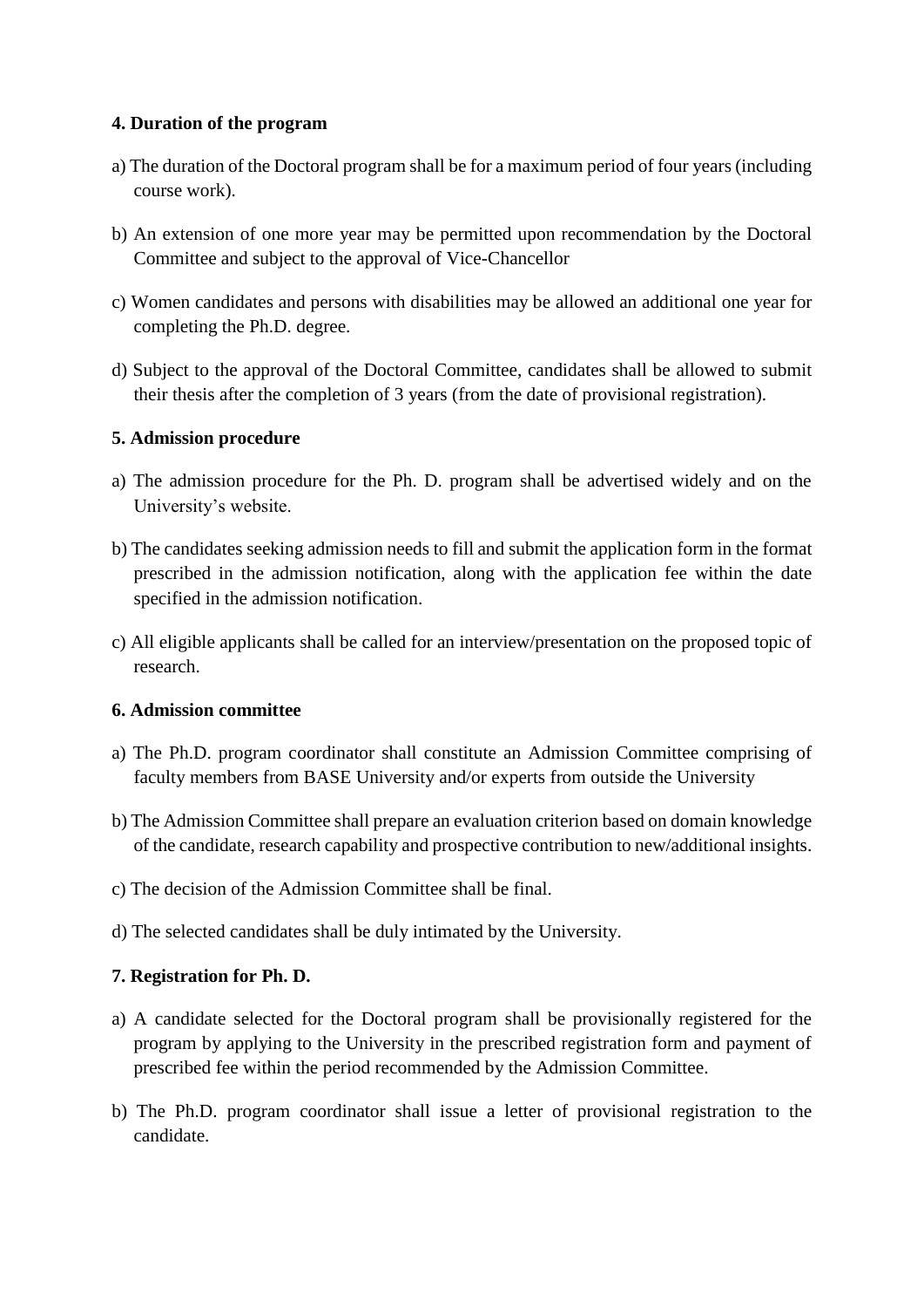**4. Duration of the program**

a) The duration of the Doctoral program shall be for a maximum period of four years (including course work).

b) An extension of one more year may be permitted upon recommendation by the Doctoral Committee and subject to the approval of Vice-Chancellor

c) Women candidates and persons with disabilities may be allowed an additional one year for completing the Ph.D. degree.

d) Subject to the approval of the Doctoral Committee, candidates shall be allowed to submit their thesis after the completion of 3 years (from the date of provisional registration).

**5. Admission procedure**

a) The admission procedure for the Ph. D. program shall be advertised widely and on the University's website.

b) The candidates seeking admission needs to fill and submit the application form in the format prescribed in the admission notification, along with the application fee within the date specified in the admission notification.

c) All eligible applicants shall be called for an interview/presentation on the proposed topic of research.

**6. Admission committee**

a) The Ph.D. program coordinator shall constitute an Admission Committee comprising of faculty members from BASE University and/or experts from outside the University

b) The Admission Committee shall prepare an evaluation criterion based on domain knowledge of the candidate, research capability and prospective contribution to new/additional insights.

c) The decision of the Admission Committee shall be final.

d) The selected candidates shall be duly intimated by the University.

**7. Registration for Ph. D.**

a) A candidate selected for the Doctoral program shall be provisionally registered for the program by applying to the University in the prescribed registration form and payment of prescribed fee within the period recommended by the Admission Committee.

b) The Ph.D. program coordinator shall issue a letter of provisional registration to the candidate.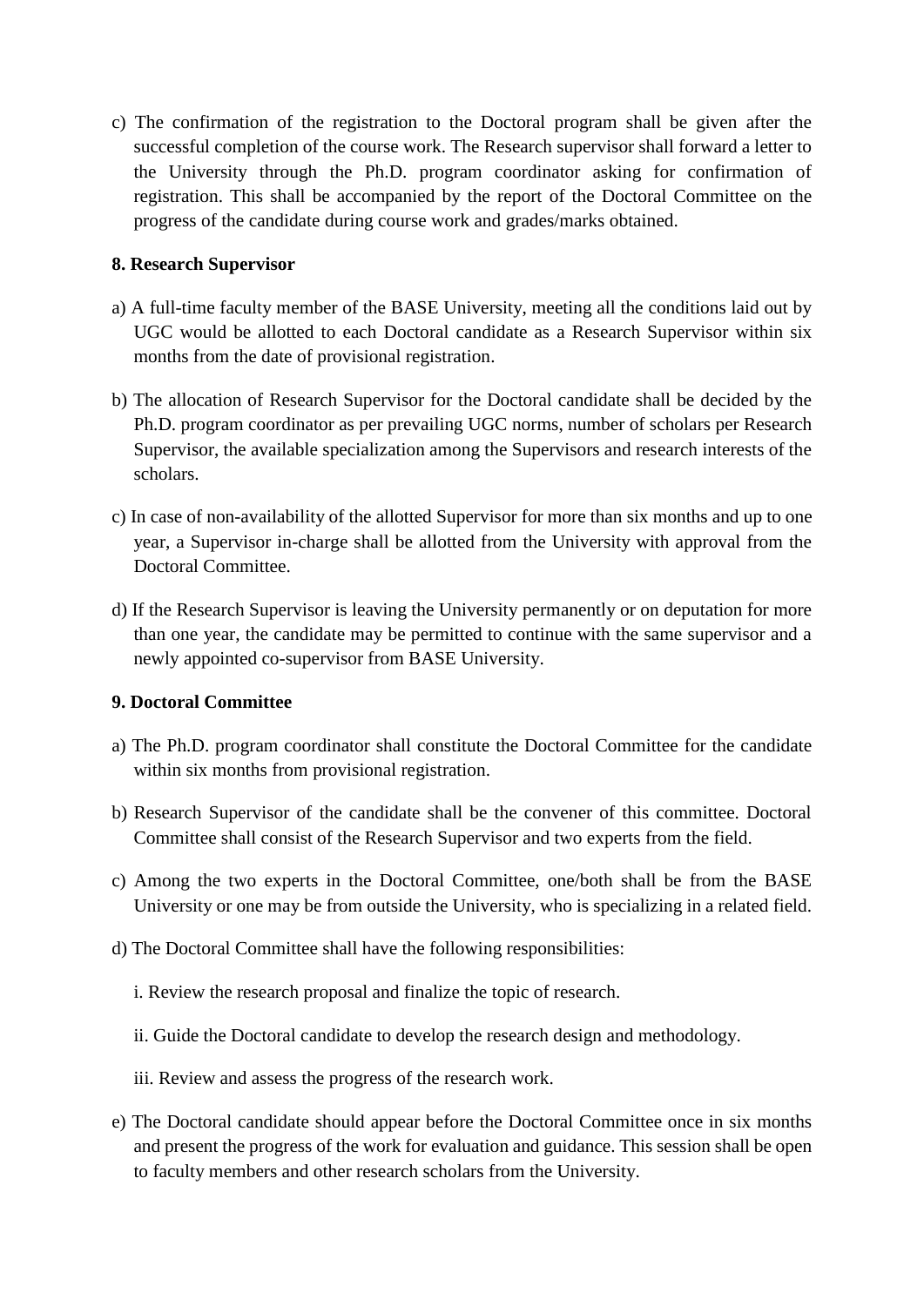c) The confirmation of the registration to the Doctoral program shall be given after the successful completion of the course work. The Research supervisor shall forward a letter to the University through the Ph.D. program coordinator asking for confirmation of registration. This shall be accompanied by the report of the Doctoral Committee on the progress of the candidate during course work and grades/marks obtained.

**8. Research Supervisor**

a) A full-time faculty member of the BASE University, meeting all the conditions laid out by UGC would be allotted to each Doctoral candidate as a Research Supervisor within six months from the date of provisional registration.

b) The allocation of Research Supervisor for the Doctoral candidate shall be decided by the Ph.D. program coordinator as per prevailing UGC norms, number of scholars per Research Supervisor, the available specialization among the Supervisors and research interests of the scholars.

c) In case of non-availability of the allotted Supervisor for more than six months and up to one year, a Supervisor in-charge shall be allotted from the University with approval from the Doctoral Committee.

d) If the Research Supervisor is leaving the University permanently or on deputation for more than one year, the candidate may be permitted to continue with the same supervisor and a newly appointed co-supervisor from BASE University.

**9. Doctoral Committee**

a) The Ph.D. program coordinator shall constitute the Doctoral Committee for the candidate within six months from provisional registration.

b) Research Supervisor of the candidate shall be the convener of this committee. Doctoral Committee shall consist of the Research Supervisor and two experts from the field.

c) Among the two experts in the Doctoral Committee, one/both shall be from the BASE University or one may be from outside the University, who is specializing in a related field.

d) The Doctoral Committee shall have the following responsibilities:

i. Review the research proposal and finalize the topic of research.

ii. Guide the Doctoral candidate to develop the research design and methodology.

iii. Review and assess the progress of the research work.

e) The Doctoral candidate should appear before the Doctoral Committee once in six months and present the progress of the work for evaluation and guidance. This session shall be open to faculty members and other research scholars from the University.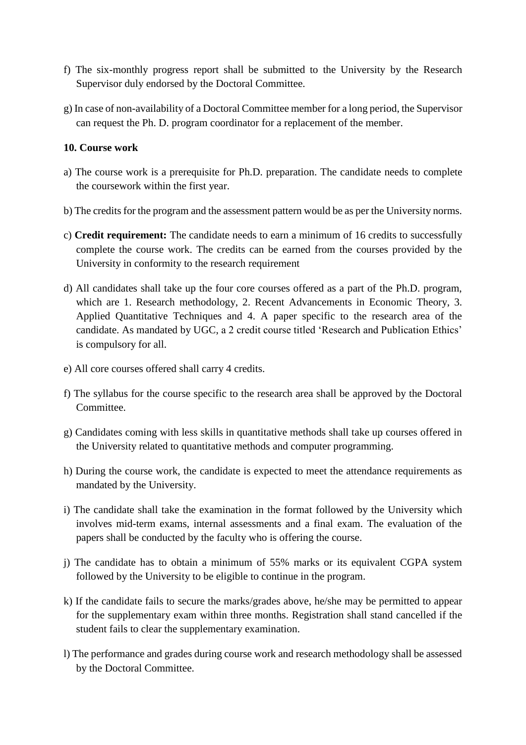f) The six-monthly progress report shall be submitted to the University by the Research Supervisor duly endorsed by the Doctoral Committee.

g) In case of non-availability of a Doctoral Committee member for a long period, the Supervisor can request the Ph. D. program coordinator for a replacement of the member.

**10. Course work**

a) The course work is a prerequisite for Ph.D. preparation. The candidate needs to complete the coursework within the first year.

b) The credits for the program and the assessment pattern would be as per the University norms.

c) **Credit requirement:** The candidate needs to earn a minimum of 16 credits to successfully complete the course work. The credits can be earned from the courses provided by the University in conformity to the research requirement

d) All candidates shall take up the four core courses offered as a part of the Ph.D. program, which are 1. Research methodology, 2. Recent Advancements in Economic Theory, 3. Applied Quantitative Techniques and 4. A paper specific to the research area of the candidate. As mandated by UGC, a 2 credit course titled 'Research and Publication Ethics' is compulsory for all.

e) All core courses offered shall carry 4 credits.

f) The syllabus for the course specific to the research area shall be approved by the Doctoral Committee.

g) Candidates coming with less skills in quantitative methods shall take up courses offered in the University related to quantitative methods and computer programming.

h) During the course work, the candidate is expected to meet the attendance requirements as mandated by the University.

i) The candidate shall take the examination in the format followed by the University which involves mid-term exams, internal assessments and a final exam. The evaluation of the papers shall be conducted by the faculty who is offering the course.

j) The candidate has to obtain a minimum of 55% marks or its equivalent CGPA system followed by the University to be eligible to continue in the program.

k) If the candidate fails to secure the marks/grades above, he/she may be permitted to appear for the supplementary exam within three months. Registration shall stand cancelled if the student fails to clear the supplementary examination.

l) The performance and grades during course work and research methodology shall be assessed by the Doctoral Committee.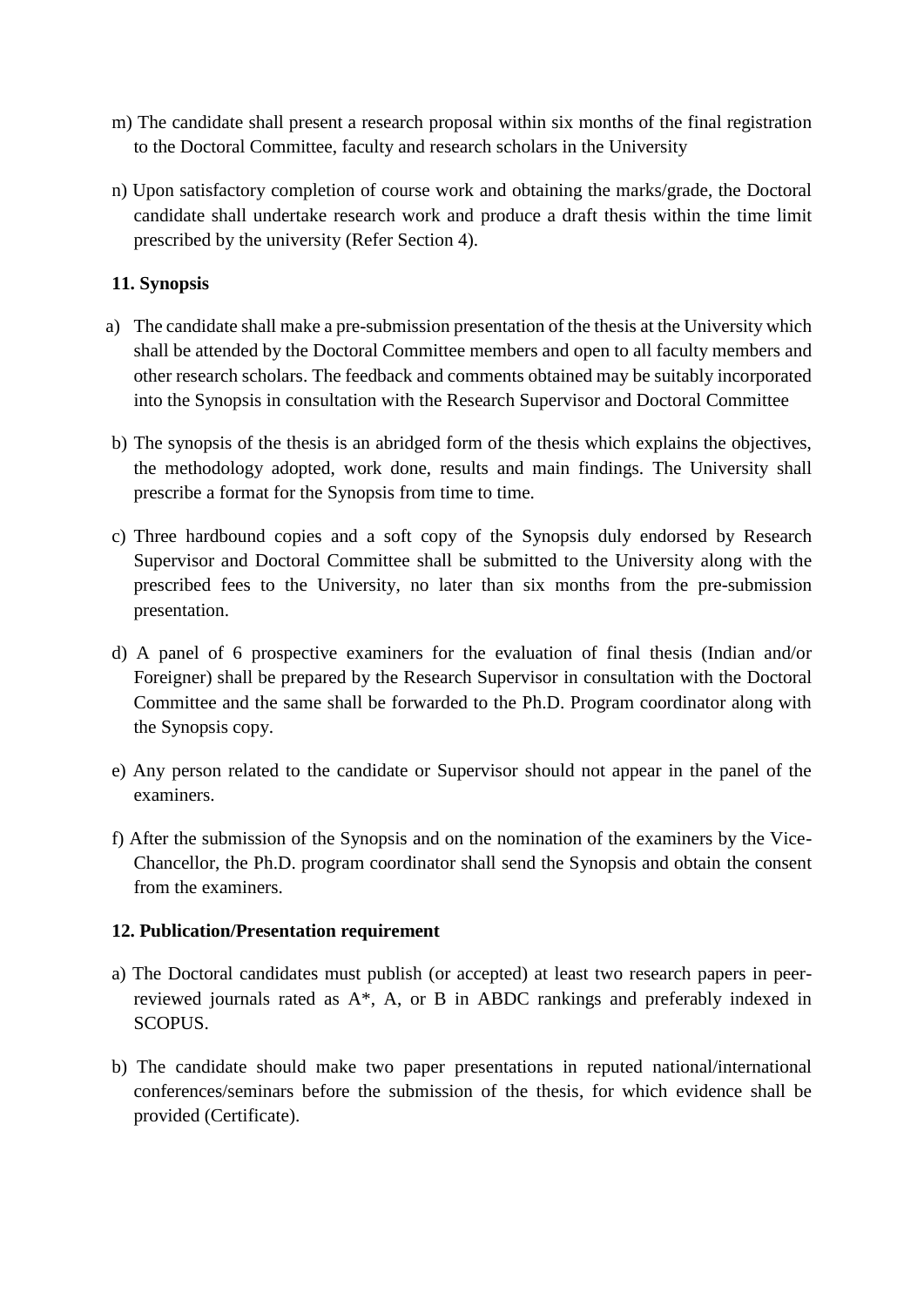m) The candidate shall present a research proposal within six months of the final registration to the Doctoral Committee, faculty and research scholars in the University

n) Upon satisfactory completion of course work and obtaining the marks/grade, the Doctoral candidate shall undertake research work and produce a draft thesis within the time limit prescribed by the university (Refer Section 4).

**11. Synopsis**

a) The candidate shall make a pre-submission presentation of the thesis at the University which shall be attended by the Doctoral Committee members and open to all faculty members and other research scholars. The feedback and comments obtained may be suitably incorporated into the Synopsis in consultation with the Research Supervisor and Doctoral Committee

b) The synopsis of the thesis is an abridged form of the thesis which explains the objectives, the methodology adopted, work done, results and main findings. The University shall prescribe a format for the Synopsis from time to time.

c) Three hardbound copies and a soft copy of the Synopsis duly endorsed by Research Supervisor and Doctoral Committee shall be submitted to the University along with the prescribed fees to the University, no later than six months from the pre-submission presentation.

d) A panel of 6 prospective examiners for the evaluation of final thesis (Indian and/or Foreigner) shall be prepared by the Research Supervisor in consultation with the Doctoral Committee and the same shall be forwarded to the Ph.D. Program coordinator along with the Synopsis copy.

e) Any person related to the candidate or Supervisor should not appear in the panel of the examiners.

f) After the submission of the Synopsis and on the nomination of the examiners by the Vice-Chancellor, the Ph.D. program coordinator shall send the Synopsis and obtain the consent from the examiners.

**12. Publication/Presentation requirement**

a) The Doctoral candidates must publish (or accepted) at least two research papers in peer-reviewed journals rated as A*, A, or B in ABDC rankings and preferably indexed in SCOPUS.

b) The candidate should make two paper presentations in reputed national/international conferences/seminars before the submission of the thesis, for which evidence shall be provided (Certificate).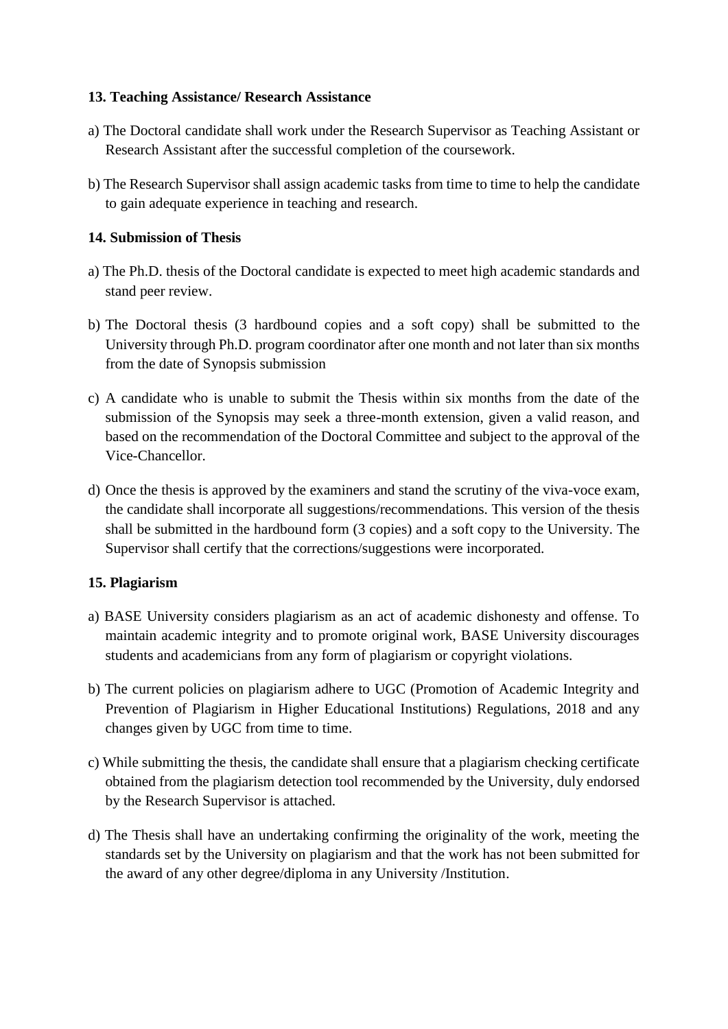**13. Teaching Assistance/ Research Assistance**

a) The Doctoral candidate shall work under the Research Supervisor as Teaching Assistant or Research Assistant after the successful completion of the coursework.

b) The Research Supervisor shall assign academic tasks from time to time to help the candidate to gain adequate experience in teaching and research.

**14. Submission of Thesis**

a) The Ph.D. thesis of the Doctoral candidate is expected to meet high academic standards and stand peer review.

b) The Doctoral thesis (3 hardbound copies and a soft copy) shall be submitted to the University through Ph.D. program coordinator after one month and not later than six months from the date of Synopsis submission

c) A candidate who is unable to submit the Thesis within six months from the date of the submission of the Synopsis may seek a three-month extension, given a valid reason, and based on the recommendation of the Doctoral Committee and subject to the approval of the Vice-Chancellor.

d) Once the thesis is approved by the examiners and stand the scrutiny of the viva-voce exam, the candidate shall incorporate all suggestions/recommendations. This version of the thesis shall be submitted in the hardbound form (3 copies) and a soft copy to the University. The Supervisor shall certify that the corrections/suggestions were incorporated.

**15. Plagiarism**

a) BASE University considers plagiarism as an act of academic dishonesty and offense. To maintain academic integrity and to promote original work, BASE University discourages students and academicians from any form of plagiarism or copyright violations.

b) The current policies on plagiarism adhere to UGC (Promotion of Academic Integrity and Prevention of Plagiarism in Higher Educational Institutions) Regulations, 2018 and any changes given by UGC from time to time.

c) While submitting the thesis, the candidate shall ensure that a plagiarism checking certificate obtained from the plagiarism detection tool recommended by the University, duly endorsed by the Research Supervisor is attached.

d) The Thesis shall have an undertaking confirming the originality of the work, meeting the standards set by the University on plagiarism and that the work has not been submitted for the award of any other degree/diploma in any University /Institution.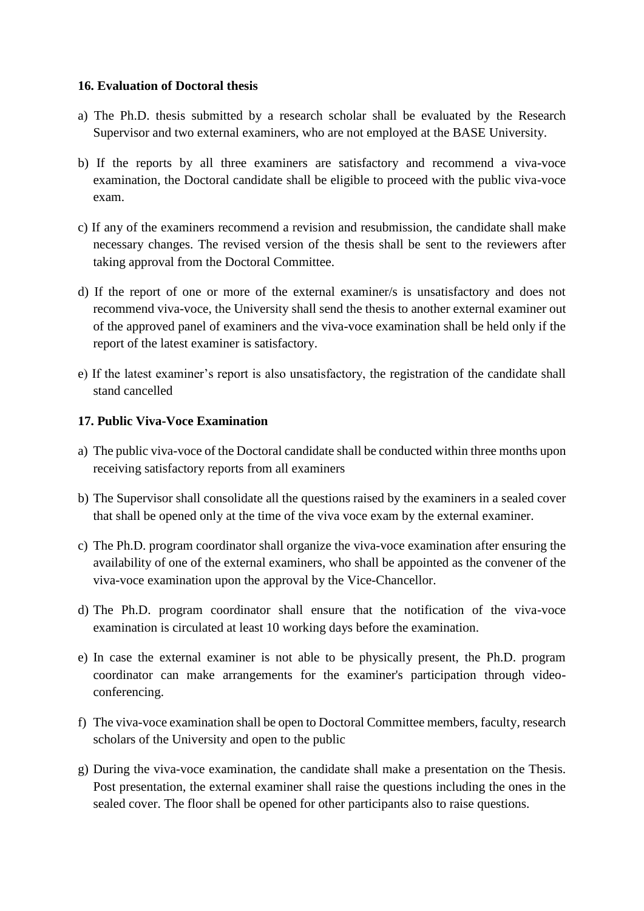### 16. Evaluation of Doctoral thesis

a) The Ph.D. thesis submitted by a research scholar shall be evaluated by the Research Supervisor and two external examiners, who are not employed at the BASE University.

b) If the reports by all three examiners are satisfactory and recommend a viva-voce examination, the Doctoral candidate shall be eligible to proceed with the public viva-voce exam.

c) If any of the examiners recommend a revision and resubmission, the candidate shall make necessary changes. The revised version of the thesis shall be sent to the reviewers after taking approval from the Doctoral Committee.

d) If the report of one or more of the external examiner/s is unsatisfactory and does not recommend viva-voce, the University shall send the thesis to another external examiner out of the approved panel of examiners and the viva-voce examination shall be held only if the report of the latest examiner is satisfactory.

e) If the latest examiner's report is also unsatisfactory, the registration of the candidate shall stand cancelled

### 17. Public Viva-Voce Examination

a) The public viva-voce of the Doctoral candidate shall be conducted within three months upon receiving satisfactory reports from all examiners

b) The Supervisor shall consolidate all the questions raised by the examiners in a sealed cover that shall be opened only at the time of the viva voce exam by the external examiner.

c) The Ph.D. program coordinator shall organize the viva-voce examination after ensuring the availability of one of the external examiners, who shall be appointed as the convener of the viva-voce examination upon the approval by the Vice-Chancellor.

d) The Ph.D. program coordinator shall ensure that the notification of the viva-voce examination is circulated at least 10 working days before the examination.

e) In case the external examiner is not able to be physically present, the Ph.D. program coordinator can make arrangements for the examiner's participation through video-conferencing.

f) The viva-voce examination shall be open to Doctoral Committee members, faculty, research scholars of the University and open to the public

g) During the viva-voce examination, the candidate shall make a presentation on the Thesis. Post presentation, the external examiner shall raise the questions including the ones in the sealed cover. The floor shall be opened for other participants also to raise questions.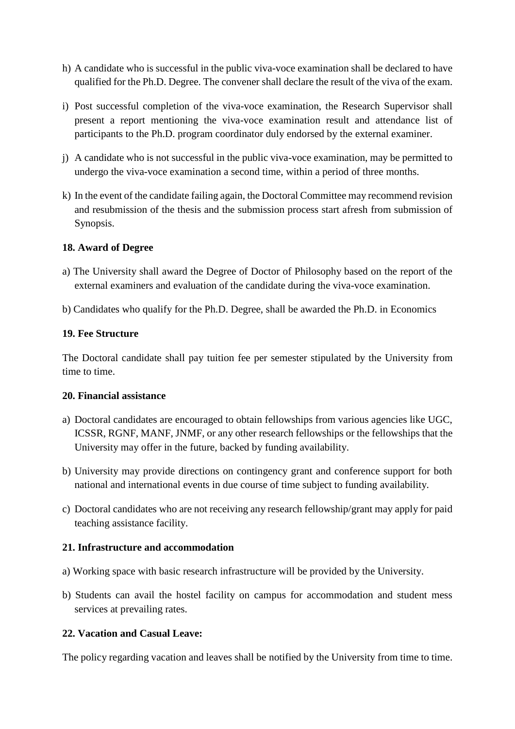h) A candidate who is successful in the public viva-voce examination shall be declared to have qualified for the Ph.D. Degree. The convener shall declare the result of the viva of the exam.

i) Post successful completion of the viva-voce examination, the Research Supervisor shall present a report mentioning the viva-voce examination result and attendance list of participants to the Ph.D. program coordinator duly endorsed by the external examiner.

j) A candidate who is not successful in the public viva-voce examination, may be permitted to undergo the viva-voce examination a second time, within a period of three months.

k) In the event of the candidate failing again, the Doctoral Committee may recommend revision and resubmission of the thesis and the submission process start afresh from submission of Synopsis.

**18. Award of Degree**

a) The University shall award the Degree of Doctor of Philosophy based on the report of the external examiners and evaluation of the candidate during the viva-voce examination.

b) Candidates who qualify for the Ph.D. Degree, shall be awarded the Ph.D. in Economics

**19. Fee Structure**

The Doctoral candidate shall pay tuition fee per semester stipulated by the University from time to time.

**20. Financial assistance**

a) Doctoral candidates are encouraged to obtain fellowships from various agencies like UGC, ICSSR, RGNF, MANF, JNMF, or any other research fellowships or the fellowships that the University may offer in the future, backed by funding availability.

b) University may provide directions on contingency grant and conference support for both national and international events in due course of time subject to funding availability.

c) Doctoral candidates who are not receiving any research fellowship/grant may apply for paid teaching assistance facility.

**21. Infrastructure and accommodation**

a) Working space with basic research infrastructure will be provided by the University.

b) Students can avail the hostel facility on campus for accommodation and student mess services at prevailing rates.

**22. Vacation and Casual Leave:**

The policy regarding vacation and leaves shall be notified by the University from time to time.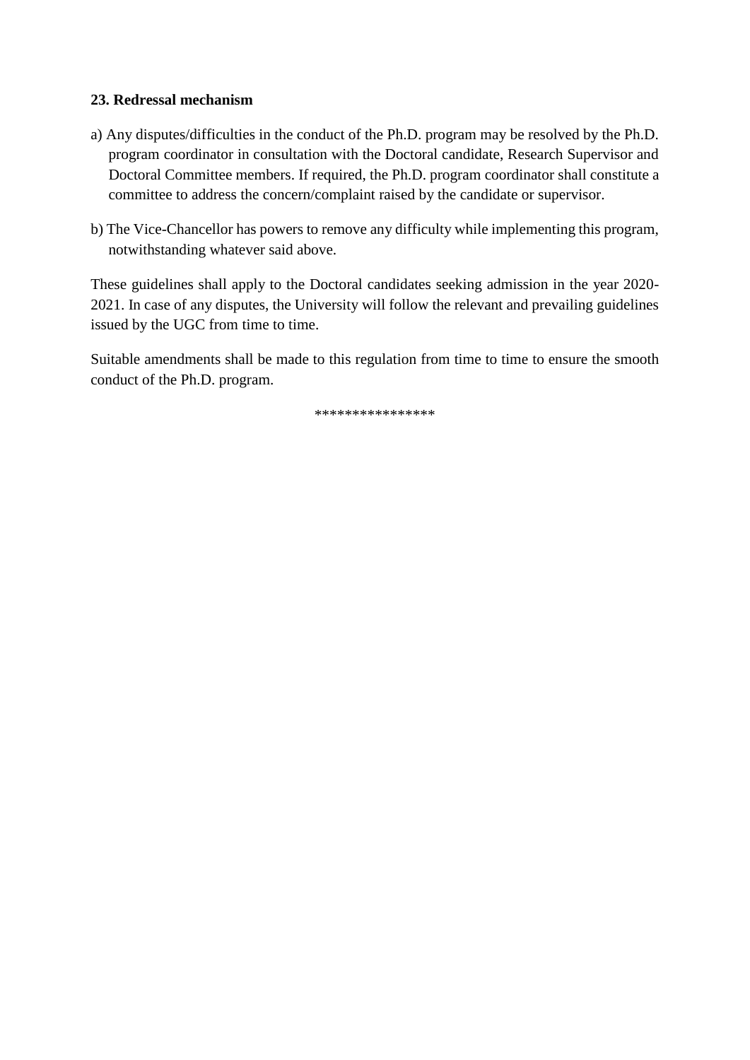## 23. Redressal mechanism

a) Any disputes/difficulties in the conduct of the Ph.D. program may be resolved by the Ph.D. program coordinator in consultation with the Doctoral candidate, Research Supervisor and Doctoral Committee members. If required, the Ph.D. program coordinator shall constitute a committee to address the concern/complaint raised by the candidate or supervisor.

b) The Vice-Chancellor has powers to remove any difficulty while implementing this program, notwithstanding whatever said above.

These guidelines shall apply to the Doctoral candidates seeking admission in the year 2020-2021. In case of any disputes, the University will follow the relevant and prevailing guidelines issued by the UGC from time to time.

Suitable amendments shall be made to this regulation from time to time to ensure the smooth conduct of the Ph.D. program.

****************